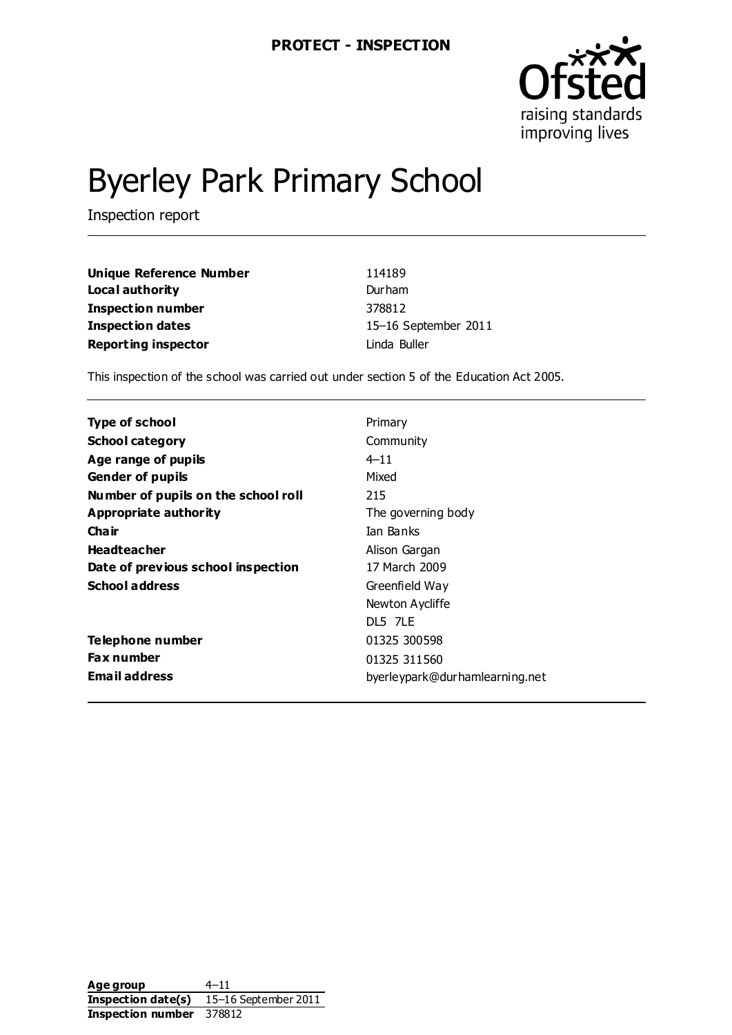**PROTECT - INSPECTION**

# Byerley Park Primary School

Inspection report

| | |
|---|---|
| **Unique Reference Number** | 114189 |
| **Local authority** | Durham |
| **Inspection number** | 378812 |
| **Inspection dates** | 15–16 September 2011 |
| **Reporting inspector** | Linda Buller |

This inspection of the school was carried out under section 5 of the Education Act 2005.

| | |
|---|---|
| **Type of school** | Primary |
| **School category** | Community |
| **Age range of pupils** | 4–11 |
| **Gender of pupils** | Mixed |
| **Number of pupils on the school roll** | 215 |
| **Appropriate authority** | The governing body |
| **Chair** | Ian Banks |
| **Headteacher** | Alison Gargan |
| **Date of previous school inspection** | 17 March 2009 |
| **School address** | Greenfield Way<br>Newton Aycliffe<br>DL5 7LE |
| **Telephone number** | 01325 300598 |
| **Fax number** | 01325 311560 |
| **Email address** | byerleypark@durhamlearning.net |

| | |
|---|---|
| **Age group** | 4–11 |
| **Inspection date(s)** | 15–16 September 2011 |
| **Inspection number** | 378812 |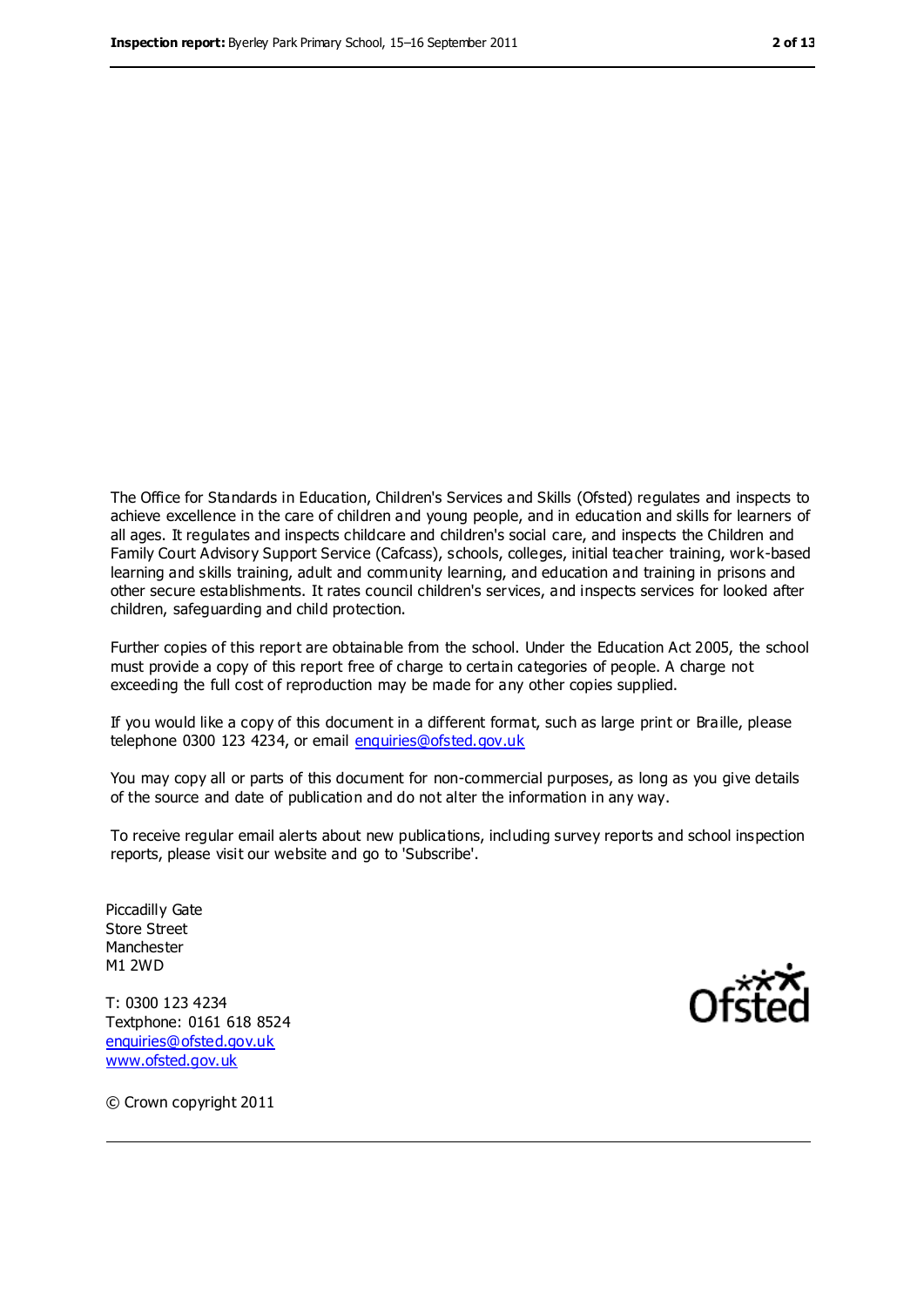The Office for Standards in Education, Children's Services and Skills (Ofsted) regulates and inspects to achieve excellence in the care of children and young people, and in education and skills for learners of all ages. It regulates and inspects childcare and children's social care, and inspects the Children and Family Court Advisory Support Service (Cafcass), schools, colleges, initial teacher training, work-based learning and skills training, adult and community learning, and education and training in prisons and other secure establishments. It rates council children's services, and inspects services for looked after children, safeguarding and child protection.

Further copies of this report are obtainable from the school. Under the Education Act 2005, the school must provide a copy of this report free of charge to certain categories of people. A charge not exceeding the full cost of reproduction may be made for any other copies supplied.

If you would like a copy of this document in a different format, such as large print or Braille, please telephone 0300 123 4234, or email enquiries@ofsted.gov.uk

You may copy all or parts of this document for non-commercial purposes, as long as you give details of the source and date of publication and do not alter the information in any way.

To receive regular email alerts about new publications, including survey reports and school inspection reports, please visit our website and go to 'Subscribe'.

Piccadilly Gate
Store Street
Manchester
M1 2WD

T: 0300 123 4234
Textphone: 0161 618 8524
enquiries@ofsted.gov.uk
www.ofsted.gov.uk

Ofsted

© Crown copyright 2011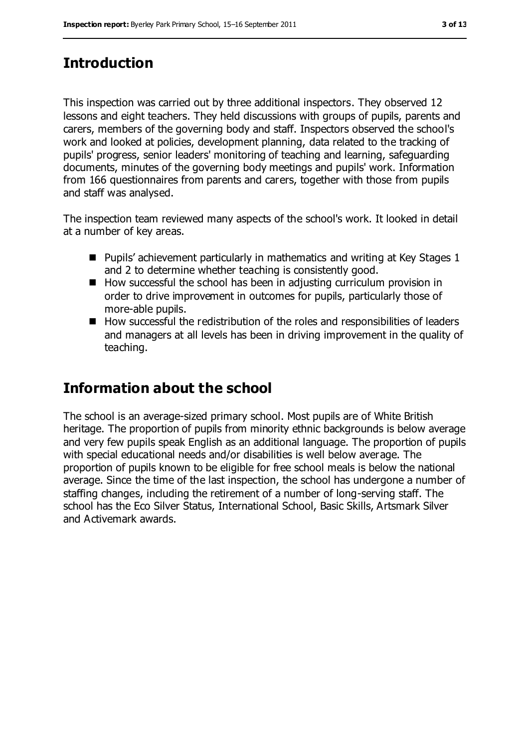## Introduction

This inspection was carried out by three additional inspectors. They observed 12 lessons and eight teachers. They held discussions with groups of pupils, parents and carers, members of the governing body and staff. Inspectors observed the school's work and looked at policies, development planning, data related to the tracking of pupils' progress, senior leaders' monitoring of teaching and learning, safeguarding documents, minutes of the governing body meetings and pupils' work. Information from 166 questionnaires from parents and carers, together with those from pupils and staff was analysed.

The inspection team reviewed many aspects of the school's work. It looked in detail at a number of key areas.

- Pupils' achievement particularly in mathematics and writing at Key Stages 1 and 2 to determine whether teaching is consistently good.
- How successful the school has been in adjusting curriculum provision in order to drive improvement in outcomes for pupils, particularly those of more-able pupils.
- How successful the redistribution of the roles and responsibilities of leaders and managers at all levels has been in driving improvement in the quality of teaching.

## Information about the school

The school is an average-sized primary school. Most pupils are of White British heritage. The proportion of pupils from minority ethnic backgrounds is below average and very few pupils speak English as an additional language. The proportion of pupils with special educational needs and/or disabilities is well below average. The proportion of pupils known to be eligible for free school meals is below the national average. Since the time of the last inspection, the school has undergone a number of staffing changes, including the retirement of a number of long-serving staff. The school has the Eco Silver Status, International School, Basic Skills, Artsmark Silver and Activemark awards.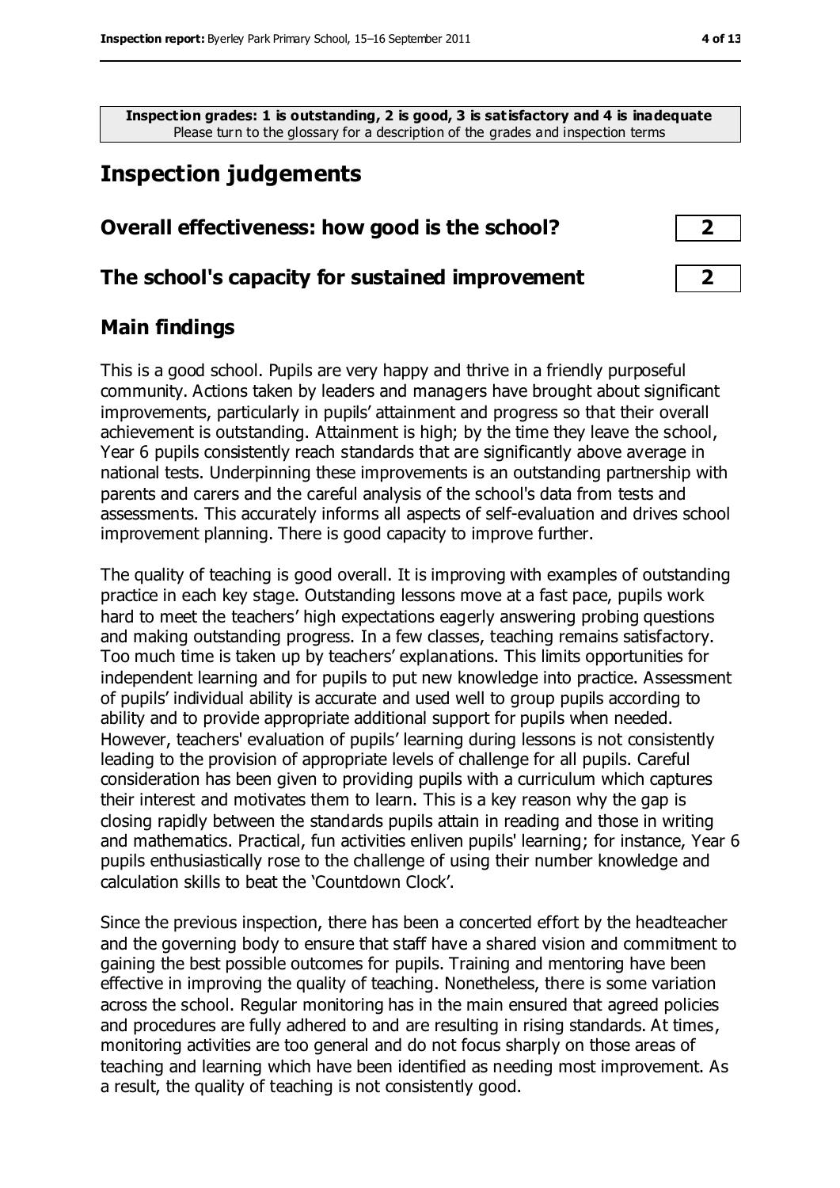**Inspection grades: 1 is outstanding, 2 is good, 3 is satisfactory and 4 is inadequate**
Please turn to the glossary for a description of the grades and inspection terms

# Inspection judgements

| Overall effectiveness: how good is the school? | 2 |
|---|---|
| **The school's capacity for sustained improvement** | **2** |

## Main findings

This is a good school. Pupils are very happy and thrive in a friendly purposeful community. Actions taken by leaders and managers have brought about significant improvements, particularly in pupils' attainment and progress so that their overall achievement is outstanding. Attainment is high; by the time they leave the school, Year 6 pupils consistently reach standards that are significantly above average in national tests. Underpinning these improvements is an outstanding partnership with parents and carers and the careful analysis of the school's data from tests and assessments. This accurately informs all aspects of self-evaluation and drives school improvement planning. There is good capacity to improve further.

The quality of teaching is good overall. It is improving with examples of outstanding practice in each key stage. Outstanding lessons move at a fast pace, pupils work hard to meet the teachers' high expectations eagerly answering probing questions and making outstanding progress. In a few classes, teaching remains satisfactory. Too much time is taken up by teachers' explanations. This limits opportunities for independent learning and for pupils to put new knowledge into practice. Assessment of pupils' individual ability is accurate and used well to group pupils according to ability and to provide appropriate additional support for pupils when needed. However, teachers' evaluation of pupils' learning during lessons is not consistently leading to the provision of appropriate levels of challenge for all pupils. Careful consideration has been given to providing pupils with a curriculum which captures their interest and motivates them to learn. This is a key reason why the gap is closing rapidly between the standards pupils attain in reading and those in writing and mathematics. Practical, fun activities enliven pupils' learning; for instance, Year 6 pupils enthusiastically rose to the challenge of using their number knowledge and calculation skills to beat the 'Countdown Clock'.

Since the previous inspection, there has been a concerted effort by the headteacher and the governing body to ensure that staff have a shared vision and commitment to gaining the best possible outcomes for pupils. Training and mentoring have been effective in improving the quality of teaching. Nonetheless, there is some variation across the school. Regular monitoring has in the main ensured that agreed policies and procedures are fully adhered to and are resulting in rising standards. At times, monitoring activities are too general and do not focus sharply on those areas of teaching and learning which have been identified as needing most improvement. As a result, the quality of teaching is not consistently good.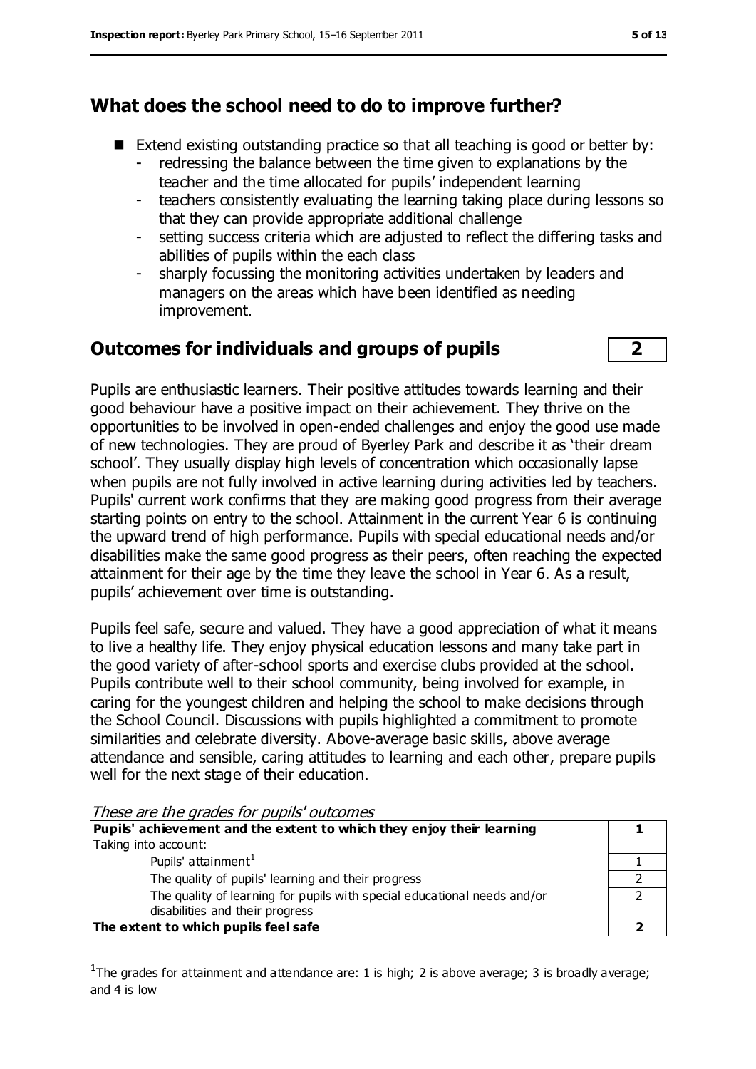## What does the school need to do to improve further?

- Extend existing outstanding practice so that all teaching is good or better by:
  - redressing the balance between the time given to explanations by the teacher and the time allocated for pupils' independent learning
  - teachers consistently evaluating the learning taking place during lessons so that they can provide appropriate additional challenge
  - setting success criteria which are adjusted to reflect the differing tasks and abilities of pupils within the each class
  - sharply focussing the monitoring activities undertaken by leaders and managers on the areas which have been identified as needing improvement.

## Outcomes for individuals and groups of pupils **2**

Pupils are enthusiastic learners. Their positive attitudes towards learning and their good behaviour have a positive impact on their achievement. They thrive on the opportunities to be involved in open-ended challenges and enjoy the good use made of new technologies. They are proud of Byerley Park and describe it as 'their dream school'. They usually display high levels of concentration which occasionally lapse when pupils are not fully involved in active learning during activities led by teachers. Pupils' current work confirms that they are making good progress from their average starting points on entry to the school. Attainment in the current Year 6 is continuing the upward trend of high performance. Pupils with special educational needs and/or disabilities make the same good progress as their peers, often reaching the expected attainment for their age by the time they leave the school in Year 6. As a result, pupils' achievement over time is outstanding.

Pupils feel safe, secure and valued. They have a good appreciation of what it means to live a healthy life. They enjoy physical education lessons and many take part in the good variety of after-school sports and exercise clubs provided at the school. Pupils contribute well to their school community, being involved for example, in caring for the youngest children and helping the school to make decisions through the School Council. Discussions with pupils highlighted a commitment to promote similarities and celebrate diversity. Above-average basic skills, above average attendance and sensible, caring attitudes to learning and each other, prepare pupils well for the next stage of their education.

*These are the grades for pupils' outcomes*

| | |
|---|---|
| **Pupils' achievement and the extent to which they enjoy their learning** | **1** |
| Taking into account: | |
| Pupils' attainment[1] | 1 |
| The quality of pupils' learning and their progress | 2 |
| The quality of learning for pupils with special educational needs and/or disabilities and their progress | 2 |
| **The extent to which pupils feel safe** | **2** |

[1] The grades for attainment and attendance are: 1 is high; 2 is above average; 3 is broadly average; and 4 is low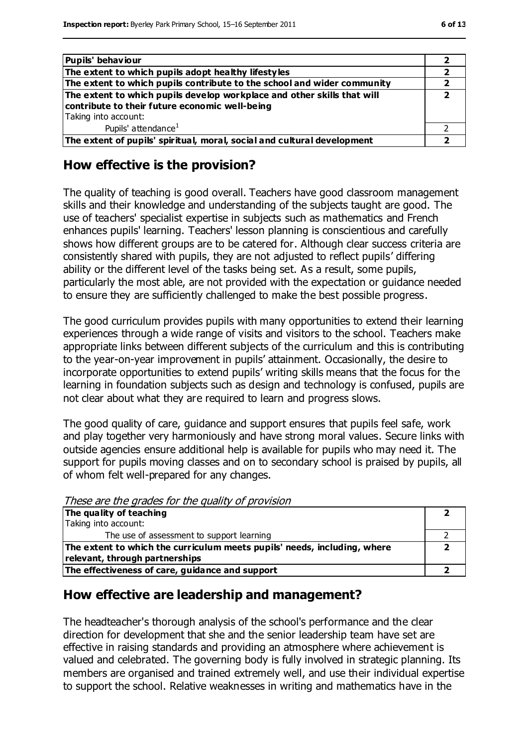| | |
|---|---|
| **Pupils' behaviour** | **2** |
| **The extent to which pupils adopt healthy lifestyles** | **2** |
| **The extent to which pupils contribute to the school and wider community** | **2** |
| **The extent to which pupils develop workplace and other skills that will contribute to their future economic well-being** | **2** |
| Taking into account: | |
| Pupils' attendance[1] | 2 |
| **The extent of pupils' spiritual, moral, social and cultural development** | **2** |

## How effective is the provision?

The quality of teaching is good overall. Teachers have good classroom management skills and their knowledge and understanding of the subjects taught are good. The use of teachers' specialist expertise in subjects such as mathematics and French enhances pupils' learning. Teachers' lesson planning is conscientious and carefully shows how different groups are to be catered for. Although clear success criteria are consistently shared with pupils, they are not adjusted to reflect pupils' differing ability or the different level of the tasks being set. As a result, some pupils, particularly the most able, are not provided with the expectation or guidance needed to ensure they are sufficiently challenged to make the best possible progress.

The good curriculum provides pupils with many opportunities to extend their learning experiences through a wide range of visits and visitors to the school. Teachers make appropriate links between different subjects of the curriculum and this is contributing to the year-on-year improvement in pupils' attainment. Occasionally, the desire to incorporate opportunities to extend pupils' writing skills means that the focus for the learning in foundation subjects such as design and technology is confused, pupils are not clear about what they are required to learn and progress slows.

The good quality of care, guidance and support ensures that pupils feel safe, work and play together very harmoniously and have strong moral values. Secure links with outside agencies ensure additional help is available for pupils who may need it. The support for pupils moving classes and on to secondary school is praised by pupils, all of whom felt well-prepared for any changes.

*These are the grades for the quality of provision*

| | |
|---|---|
| **The quality of teaching** | **2** |
| Taking into account: | |
| The use of assessment to support learning | 2 |
| **The extent to which the curriculum meets pupils' needs, including, where relevant, through partnerships** | **2** |
| **The effectiveness of care, guidance and support** | **2** |

## How effective are leadership and management?

The headteacher's thorough analysis of the school's performance and the clear direction for development that she and the senior leadership team have set are effective in raising standards and providing an atmosphere where achievement is valued and celebrated. The governing body is fully involved in strategic planning. Its members are organised and trained extremely well, and use their individual expertise to support the school. Relative weaknesses in writing and mathematics have in the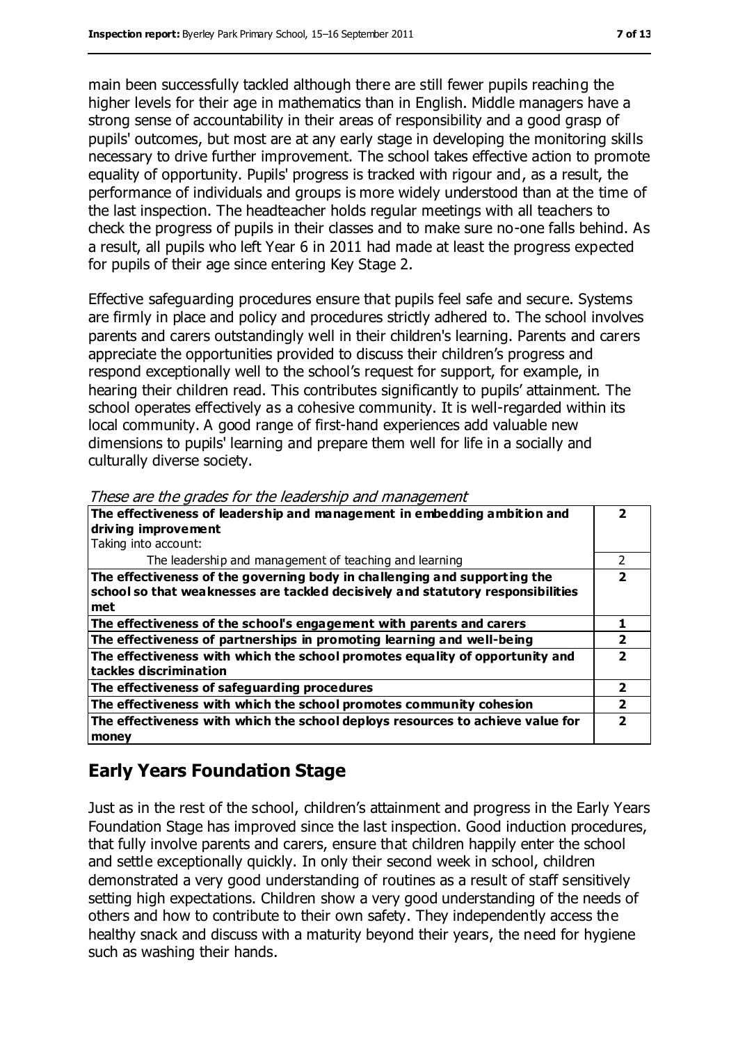main been successfully tackled although there are still fewer pupils reaching the higher levels for their age in mathematics than in English. Middle managers have a strong sense of accountability in their areas of responsibility and a good grasp of pupils' outcomes, but most are at any early stage in developing the monitoring skills necessary to drive further improvement. The school takes effective action to promote equality of opportunity. Pupils' progress is tracked with rigour and, as a result, the performance of individuals and groups is more widely understood than at the time of the last inspection. The headteacher holds regular meetings with all teachers to check the progress of pupils in their classes and to make sure no-one falls behind. As a result, all pupils who left Year 6 in 2011 had made at least the progress expected for pupils of their age since entering Key Stage 2.

Effective safeguarding procedures ensure that pupils feel safe and secure. Systems are firmly in place and policy and procedures strictly adhered to. The school involves parents and carers outstandingly well in their children's learning. Parents and carers appreciate the opportunities provided to discuss their children's progress and respond exceptionally well to the school's request for support, for example, in hearing their children read. This contributes significantly to pupils' attainment. The school operates effectively as a cohesive community. It is well-regarded within its local community. A good range of first-hand experiences add valuable new dimensions to pupils' learning and prepare them well for life in a socially and culturally diverse society.

*These are the grades for the leadership and management*

| | |
|---|---|
| **The effectiveness of leadership and management in embedding ambition and driving improvement**<br>Taking into account: | **2** |
| The leadership and management of teaching and learning | 2 |
| **The effectiveness of the governing body in challenging and supporting the school so that weaknesses are tackled decisively and statutory responsibilities met** | **2** |
| **The effectiveness of the school's engagement with parents and carers** | **1** |
| **The effectiveness of partnerships in promoting learning and well-being** | **2** |
| **The effectiveness with which the school promotes equality of opportunity and tackles discrimination** | **2** |
| **The effectiveness of safeguarding procedures** | **2** |
| **The effectiveness with which the school promotes community cohesion** | **2** |
| **The effectiveness with which the school deploys resources to achieve value for money** | **2** |

## Early Years Foundation Stage

Just as in the rest of the school, children's attainment and progress in the Early Years Foundation Stage has improved since the last inspection. Good induction procedures, that fully involve parents and carers, ensure that children happily enter the school and settle exceptionally quickly. In only their second week in school, children demonstrated a very good understanding of routines as a result of staff sensitively setting high expectations. Children show a very good understanding of the needs of others and how to contribute to their own safety. They independently access the healthy snack and discuss with a maturity beyond their years, the need for hygiene such as washing their hands.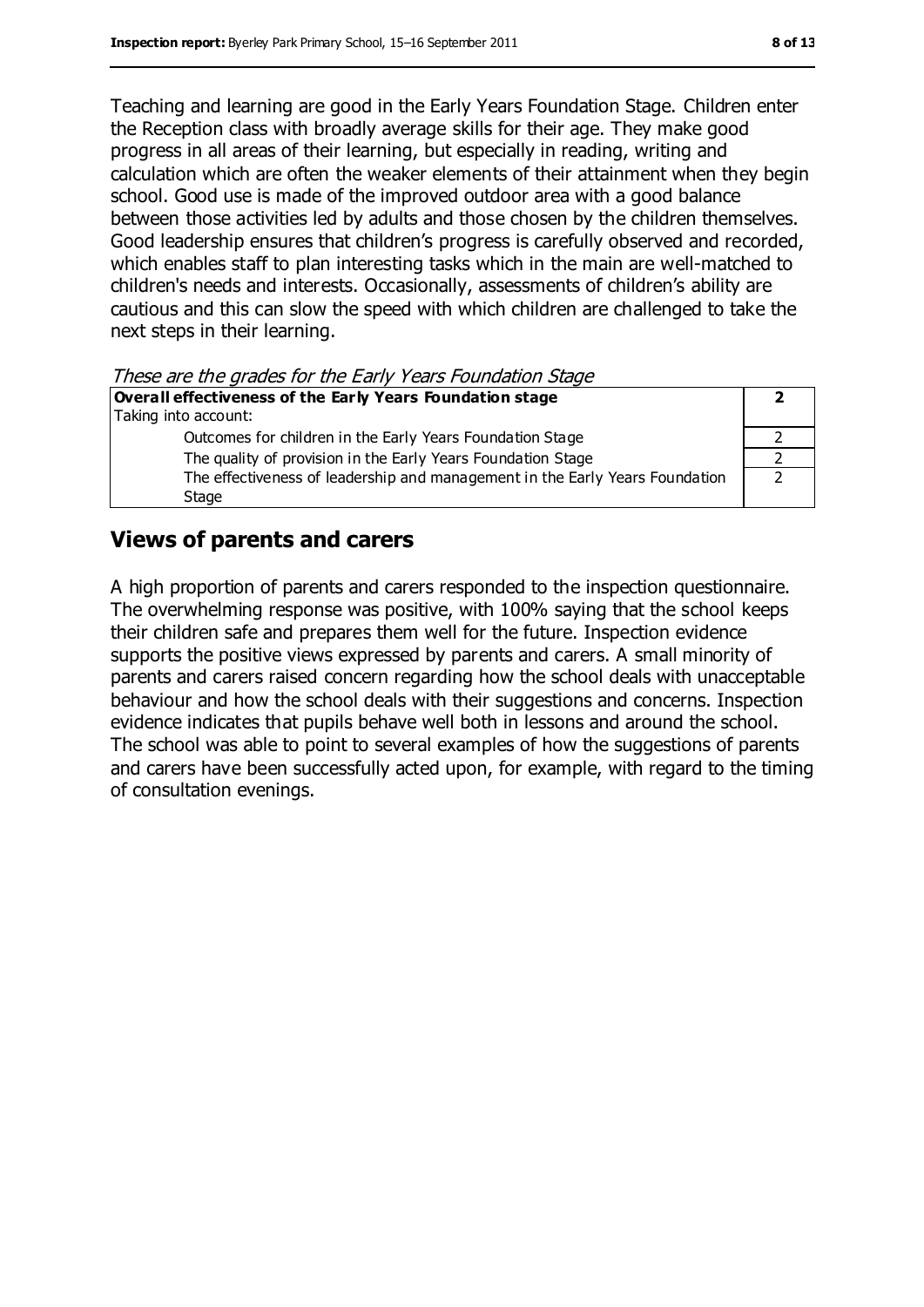Teaching and learning are good in the Early Years Foundation Stage. Children enter the Reception class with broadly average skills for their age. They make good progress in all areas of their learning, but especially in reading, writing and calculation which are often the weaker elements of their attainment when they begin school. Good use is made of the improved outdoor area with a good balance between those activities led by adults and those chosen by the children themselves. Good leadership ensures that children's progress is carefully observed and recorded, which enables staff to plan interesting tasks which in the main are well-matched to children's needs and interests. Occasionally, assessments of children's ability are cautious and this can slow the speed with which children are challenged to take the next steps in their learning.

*These are the grades for the Early Years Foundation Stage*

| **Overall effectiveness of the Early Years Foundation stage** | **2** |
|---|---|
| Taking into account: | |
| Outcomes for children in the Early Years Foundation Stage | 2 |
| The quality of provision in the Early Years Foundation Stage | 2 |
| The effectiveness of leadership and management in the Early Years Foundation Stage | 2 |

## Views of parents and carers

A high proportion of parents and carers responded to the inspection questionnaire. The overwhelming response was positive, with 100% saying that the school keeps their children safe and prepares them well for the future. Inspection evidence supports the positive views expressed by parents and carers. A small minority of parents and carers raised concern regarding how the school deals with unacceptable behaviour and how the school deals with their suggestions and concerns. Inspection evidence indicates that pupils behave well both in lessons and around the school. The school was able to point to several examples of how the suggestions of parents and carers have been successfully acted upon, for example, with regard to the timing of consultation evenings.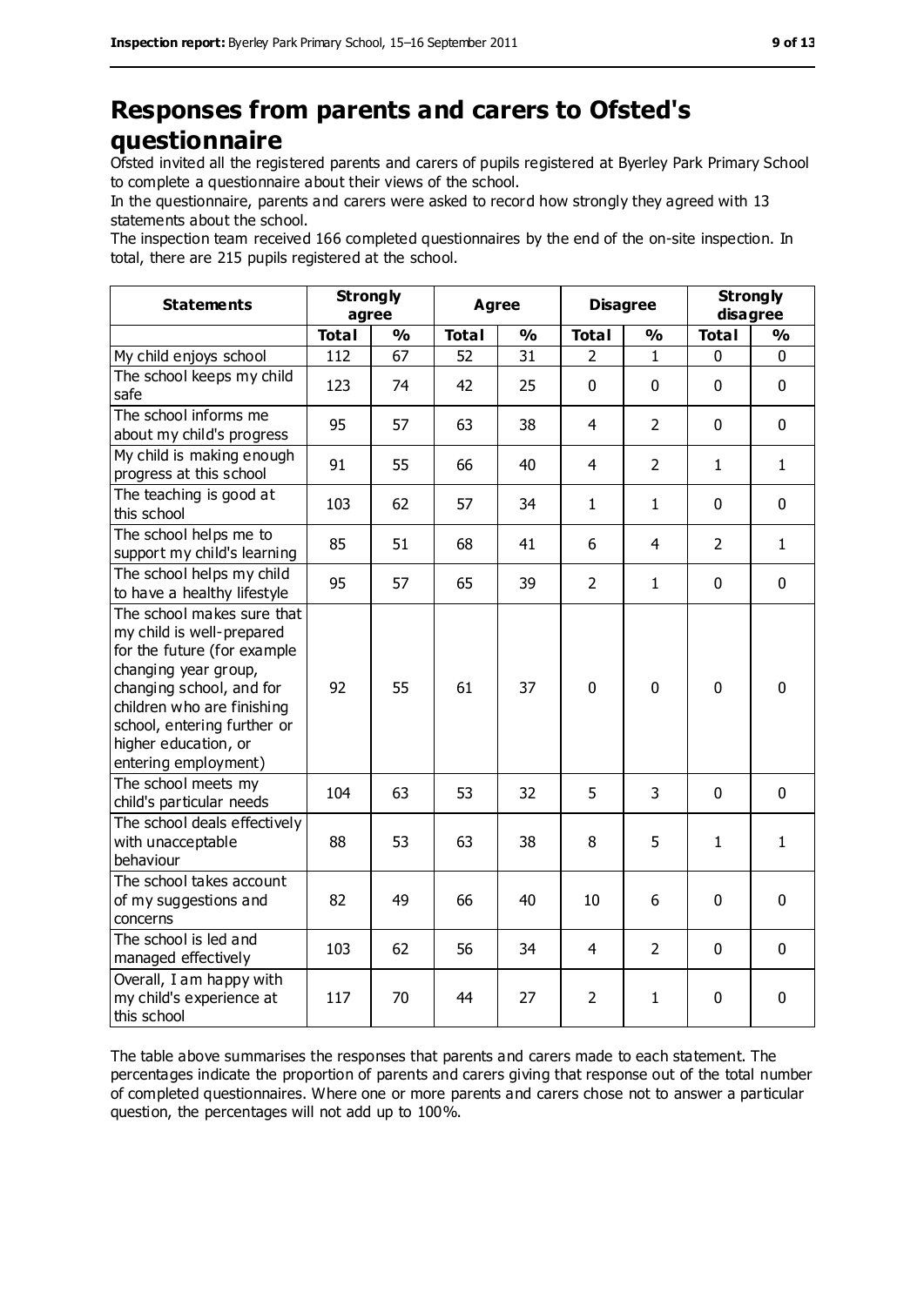# Responses from parents and carers to Ofsted's questionnaire

Ofsted invited all the registered parents and carers of pupils registered at Byerley Park Primary School to complete a questionnaire about their views of the school.

In the questionnaire, parents and carers were asked to record how strongly they agreed with 13 statements about the school.

The inspection team received 166 completed questionnaires by the end of the on-site inspection. In total, there are 215 pupils registered at the school.

| Statements | Strongly agree | | Agree | | Disagree | | Strongly disagree | |
|---|---|---|---|---|---|---|---|---|
| | Total | % | Total | % | Total | % | Total | % |
| My child enjoys school | 112 | 67 | 52 | 31 | 2 | 1 | 0 | 0 |
| The school keeps my child safe | 123 | 74 | 42 | 25 | 0 | 0 | 0 | 0 |
| The school informs me about my child's progress | 95 | 57 | 63 | 38 | 4 | 2 | 0 | 0 |
| My child is making enough progress at this school | 91 | 55 | 66 | 40 | 4 | 2 | 1 | 1 |
| The teaching is good at this school | 103 | 62 | 57 | 34 | 1 | 1 | 0 | 0 |
| The school helps me to support my child's learning | 85 | 51 | 68 | 41 | 6 | 4 | 2 | 1 |
| The school helps my child to have a healthy lifestyle | 95 | 57 | 65 | 39 | 2 | 1 | 0 | 0 |
| The school makes sure that my child is well-prepared for the future (for example changing year group, changing school, and for children who are finishing school, entering further or higher education, or entering employment) | 92 | 55 | 61 | 37 | 0 | 0 | 0 | 0 |
| The school meets my child's particular needs | 104 | 63 | 53 | 32 | 5 | 3 | 0 | 0 |
| The school deals effectively with unacceptable behaviour | 88 | 53 | 63 | 38 | 8 | 5 | 1 | 1 |
| The school takes account of my suggestions and concerns | 82 | 49 | 66 | 40 | 10 | 6 | 0 | 0 |
| The school is led and managed effectively | 103 | 62 | 56 | 34 | 4 | 2 | 0 | 0 |
| Overall, I am happy with my child's experience at this school | 117 | 70 | 44 | 27 | 2 | 1 | 0 | 0 |

The table above summarises the responses that parents and carers made to each statement. The percentages indicate the proportion of parents and carers giving that response out of the total number of completed questionnaires. Where one or more parents and carers chose not to answer a particular question, the percentages will not add up to 100%.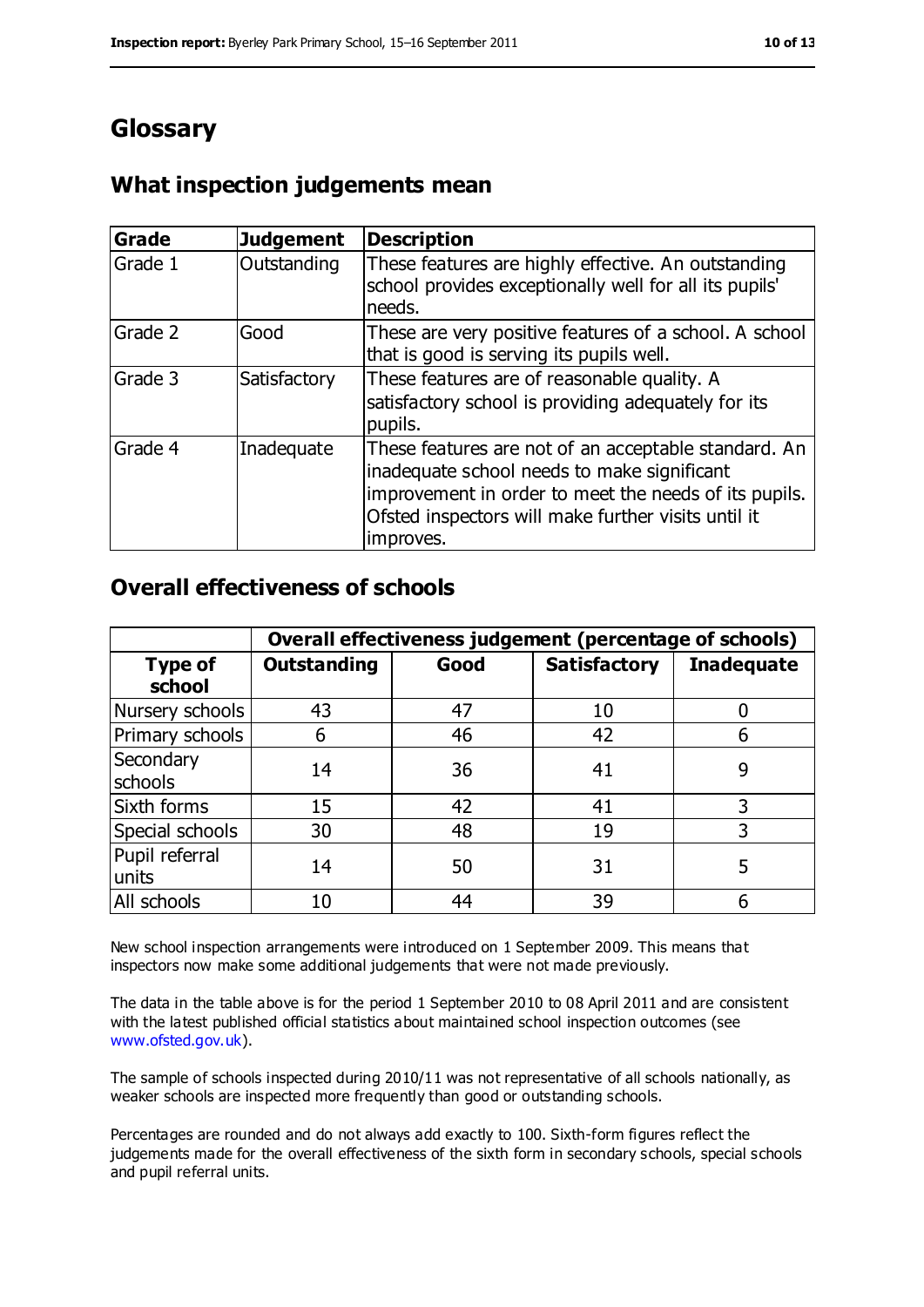# Glossary

## What inspection judgements mean

| Grade | Judgement | Description |
|---|---|---|
| Grade 1 | Outstanding | These features are highly effective. An outstanding school provides exceptionally well for all its pupils' needs. |
| Grade 2 | Good | These are very positive features of a school. A school that is good is serving its pupils well. |
| Grade 3 | Satisfactory | These features are of reasonable quality. A satisfactory school is providing adequately for its pupils. |
| Grade 4 | Inadequate | These features are not of an acceptable standard. An inadequate school needs to make significant improvement in order to meet the needs of its pupils. Ofsted inspectors will make further visits until it improves. |

## Overall effectiveness of schools

| | Overall effectiveness judgement (percentage of schools) | | | |
|---|---|---|---|---|
| **Type of school** | **Outstanding** | **Good** | **Satisfactory** | **Inadequate** |
| Nursery schools | 43 | 47 | 10 | 0 |
| Primary schools | 6 | 46 | 42 | 6 |
| Secondary schools | 14 | 36 | 41 | 9 |
| Sixth forms | 15 | 42 | 41 | 3 |
| Special schools | 30 | 48 | 19 | 3 |
| Pupil referral units | 14 | 50 | 31 | 5 |
| All schools | 10 | 44 | 39 | 6 |

New school inspection arrangements were introduced on 1 September 2009. This means that inspectors now make some additional judgements that were not made previously.

The data in the table above is for the period 1 September 2010 to 08 April 2011 and are consistent with the latest published official statistics about maintained school inspection outcomes (see www.ofsted.gov.uk).

The sample of schools inspected during 2010/11 was not representative of all schools nationally, as weaker schools are inspected more frequently than good or outstanding schools.

Percentages are rounded and do not always add exactly to 100. Sixth-form figures reflect the judgements made for the overall effectiveness of the sixth form in secondary schools, special schools and pupil referral units.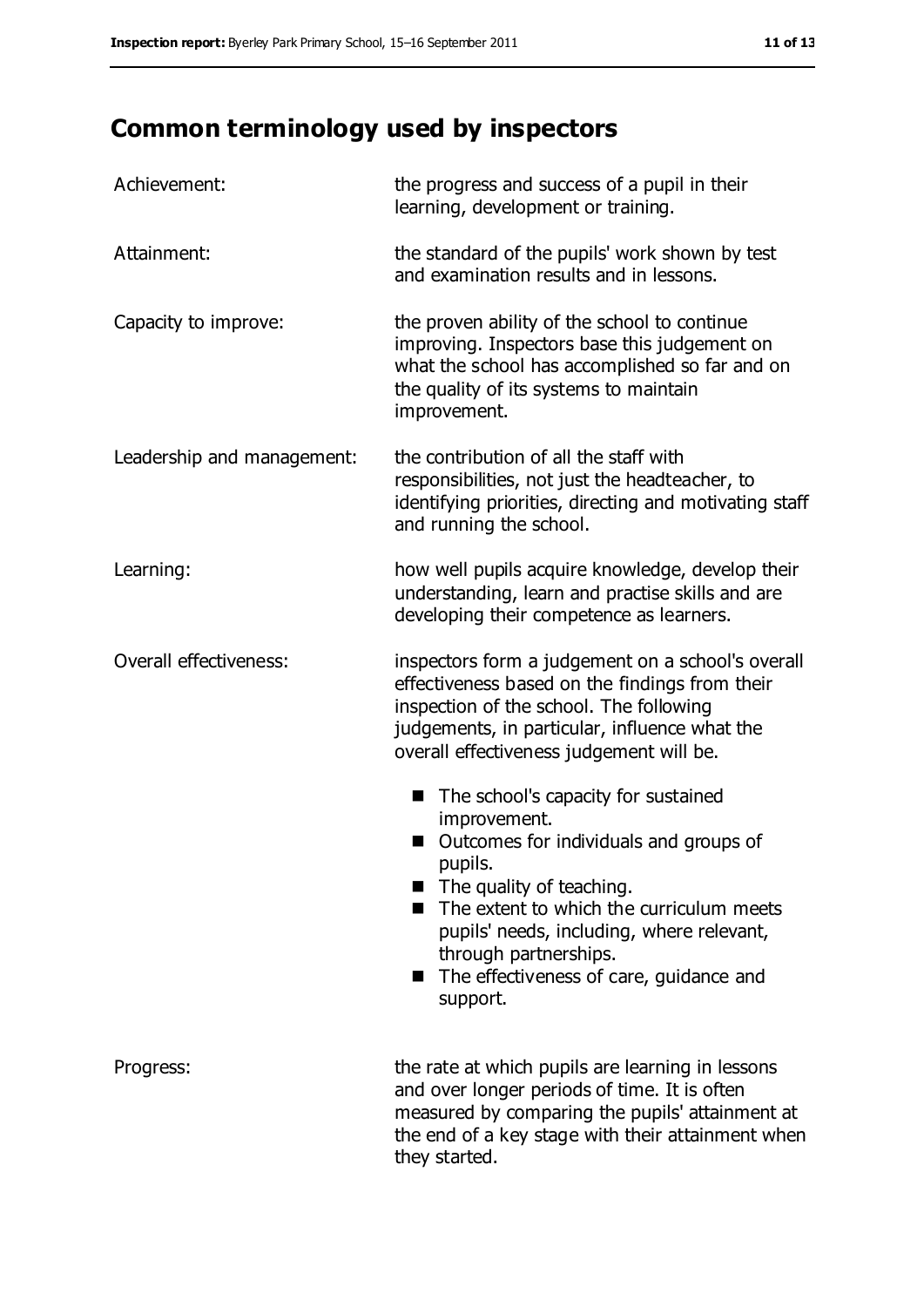# Common terminology used by inspectors

| | |
|---|---|
| Achievement: | the progress and success of a pupil in their learning, development or training. |
| Attainment: | the standard of the pupils' work shown by test and examination results and in lessons. |
| Capacity to improve: | the proven ability of the school to continue improving. Inspectors base this judgement on what the school has accomplished so far and on the quality of its systems to maintain improvement. |
| Leadership and management: | the contribution of all the staff with responsibilities, not just the headteacher, to identifying priorities, directing and motivating staff and running the school. |
| Learning: | how well pupils acquire knowledge, develop their understanding, learn and practise skills and are developing their competence as learners. |
| Overall effectiveness: | inspectors form a judgement on a school's overall effectiveness based on the findings from their inspection of the school. The following judgements, in particular, influence what the overall effectiveness judgement will be. <br>■ The school's capacity for sustained improvement.<br>■ Outcomes for individuals and groups of pupils.<br>■ The quality of teaching.<br>■ The extent to which the curriculum meets pupils' needs, including, where relevant, through partnerships.<br>■ The effectiveness of care, guidance and support. |
| Progress: | the rate at which pupils are learning in lessons and over longer periods of time. It is often measured by comparing the pupils' attainment at the end of a key stage with their attainment when they started. |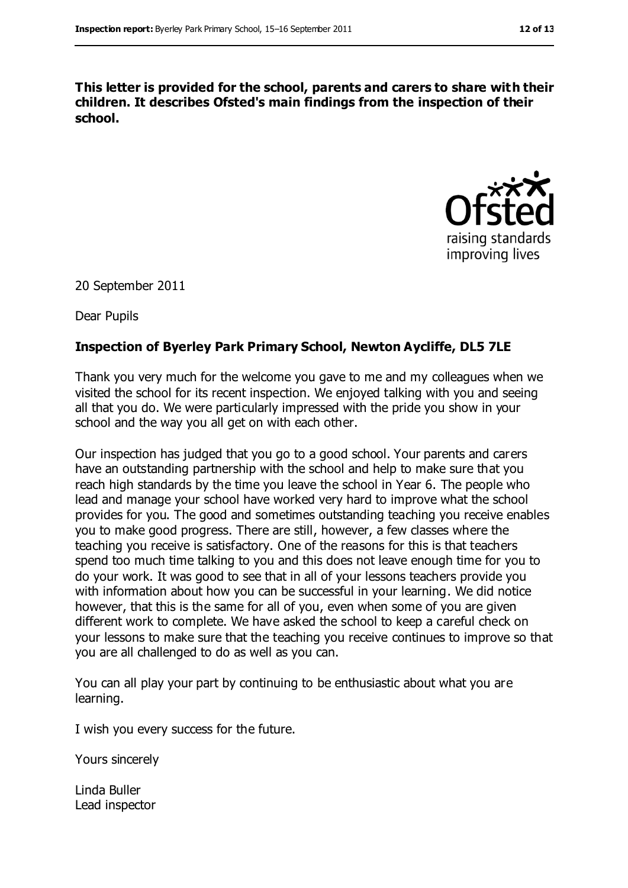**This letter is provided for the school, parents and carers to share with their children. It describes Ofsted's main findings from the inspection of their school.**

20 September 2011

Dear Pupils

**Inspection of Byerley Park Primary School, Newton Aycliffe, DL5 7LE**

Thank you very much for the welcome you gave to me and my colleagues when we visited the school for its recent inspection. We enjoyed talking with you and seeing all that you do. We were particularly impressed with the pride you show in your school and the way you all get on with each other.

Our inspection has judged that you go to a good school. Your parents and carers have an outstanding partnership with the school and help to make sure that you reach high standards by the time you leave the school in Year 6. The people who lead and manage your school have worked very hard to improve what the school provides for you. The good and sometimes outstanding teaching you receive enables you to make good progress. There are still, however, a few classes where the teaching you receive is satisfactory. One of the reasons for this is that teachers spend too much time talking to you and this does not leave enough time for you to do your work. It was good to see that in all of your lessons teachers provide you with information about how you can be successful in your learning. We did notice however, that this is the same for all of you, even when some of you are given different work to complete. We have asked the school to keep a careful check on your lessons to make sure that the teaching you receive continues to improve so that you are all challenged to do as well as you can.

You can all play your part by continuing to be enthusiastic about what you are learning.

I wish you every success for the future.

Yours sincerely

Linda Buller
Lead inspector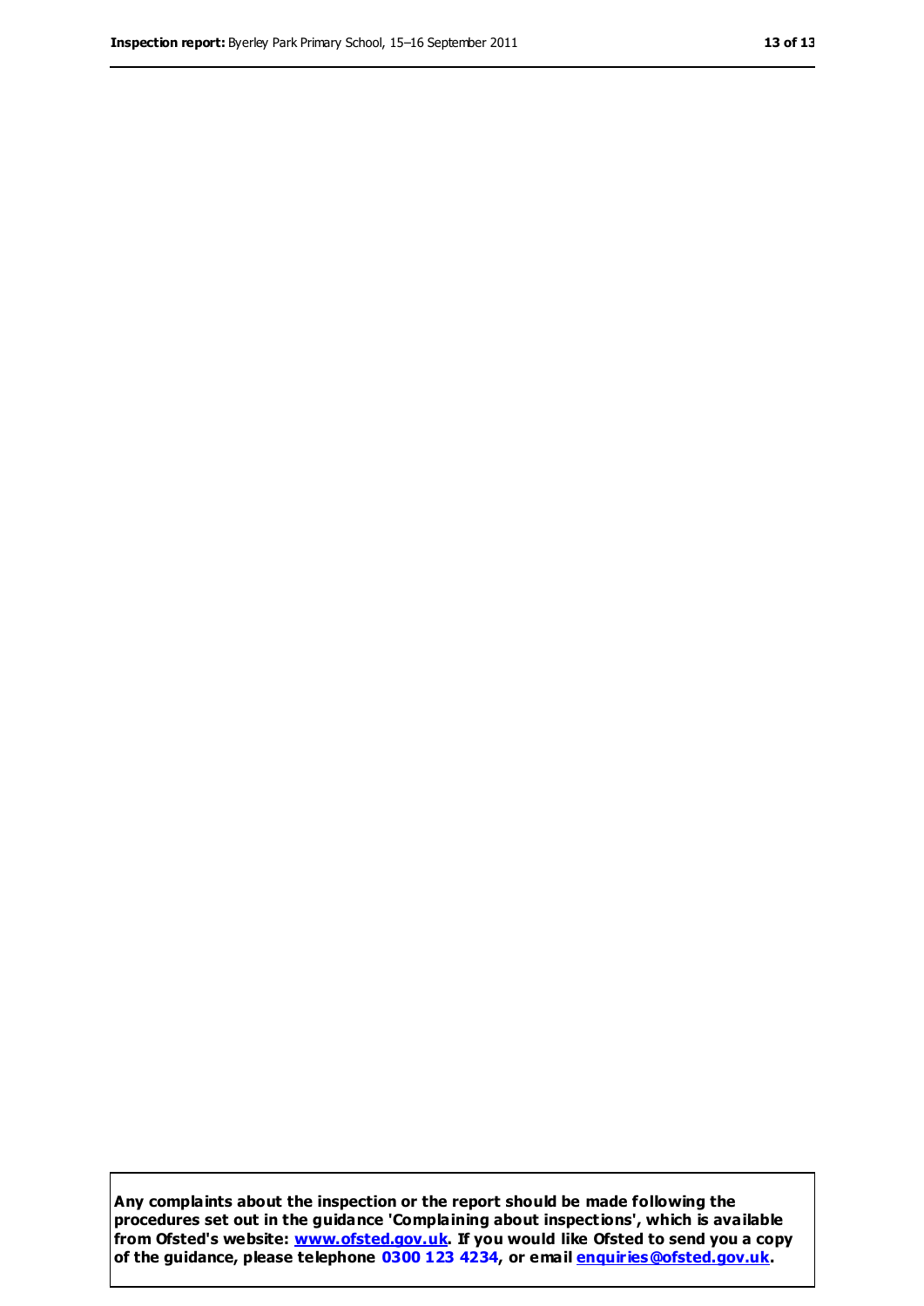**Any complaints about the inspection or the report should be made following the procedures set out in the guidance 'Complaining about inspections', which is available from Ofsted's website: [www.ofsted.gov.uk](http://www.ofsted.gov.uk). If you would like Ofsted to send you a copy of the guidance, please telephone 0300 123 4234, or email [enquiries@ofsted.gov.uk](mailto:enquiries@ofsted.gov.uk).**